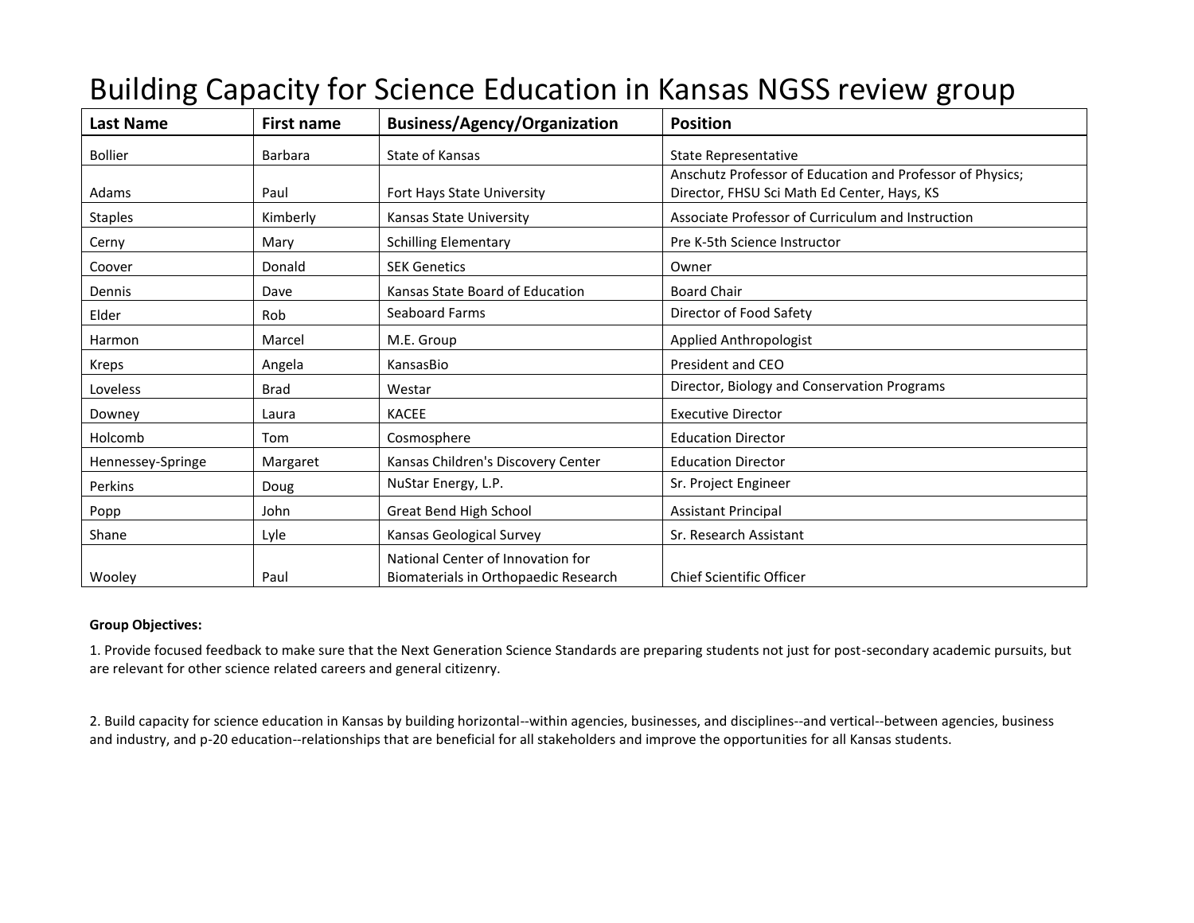# Building Capacity for Science Education in Kansas NGSS review group

| Last Name | First name | Business/Agency/Organization | Position |
|---|---|---|---|
| Bollier | Barbara | State of Kansas | State Representative |
| Adams | Paul | Fort Hays State University | Anschutz Professor of Education and Professor of Physics; Director, FHSU Sci Math Ed Center, Hays, KS |
| Staples | Kimberly | Kansas State University | Associate Professor of Curriculum and Instruction |
| Cerny | Mary | Schilling Elementary | Pre K-5th Science Instructor |
| Coover | Donald | SEK Genetics | Owner |
| Dennis | Dave | Kansas State Board of Education | Board Chair |
| Elder | Rob | Seaboard Farms | Director of Food Safety |
| Harmon | Marcel | M.E. Group | Applied Anthropologist |
| Kreps | Angela | KansasBio | President and CEO |
| Loveless | Brad | Westar | Director, Biology and Conservation Programs |
| Downey | Laura | KACEE | Executive Director |
| Holcomb | Tom | Cosmosphere | Education Director |
| Hennessey-Springe | Margaret | Kansas Children's Discovery Center | Education Director |
| Perkins | Doug | NuStar Energy, L.P. | Sr. Project Engineer |
| Popp | John | Great Bend High School | Assistant Principal |
| Shane | Lyle | Kansas Geological Survey | Sr. Research Assistant |
| Wooley | Paul | National Center of Innovation for Biomaterials in Orthopaedic Research | Chief Scientific Officer |

**Group Objectives:**

1. Provide focused feedback to make sure that the Next Generation Science Standards are preparing students not just for post-secondary academic pursuits, but are relevant for other science related careers and general citizenry.

2. Build capacity for science education in Kansas by building horizontal--within agencies, businesses, and disciplines--and vertical--between agencies, business and industry, and p-20 education--relationships that are beneficial for all stakeholders and improve the opportunities for all Kansas students.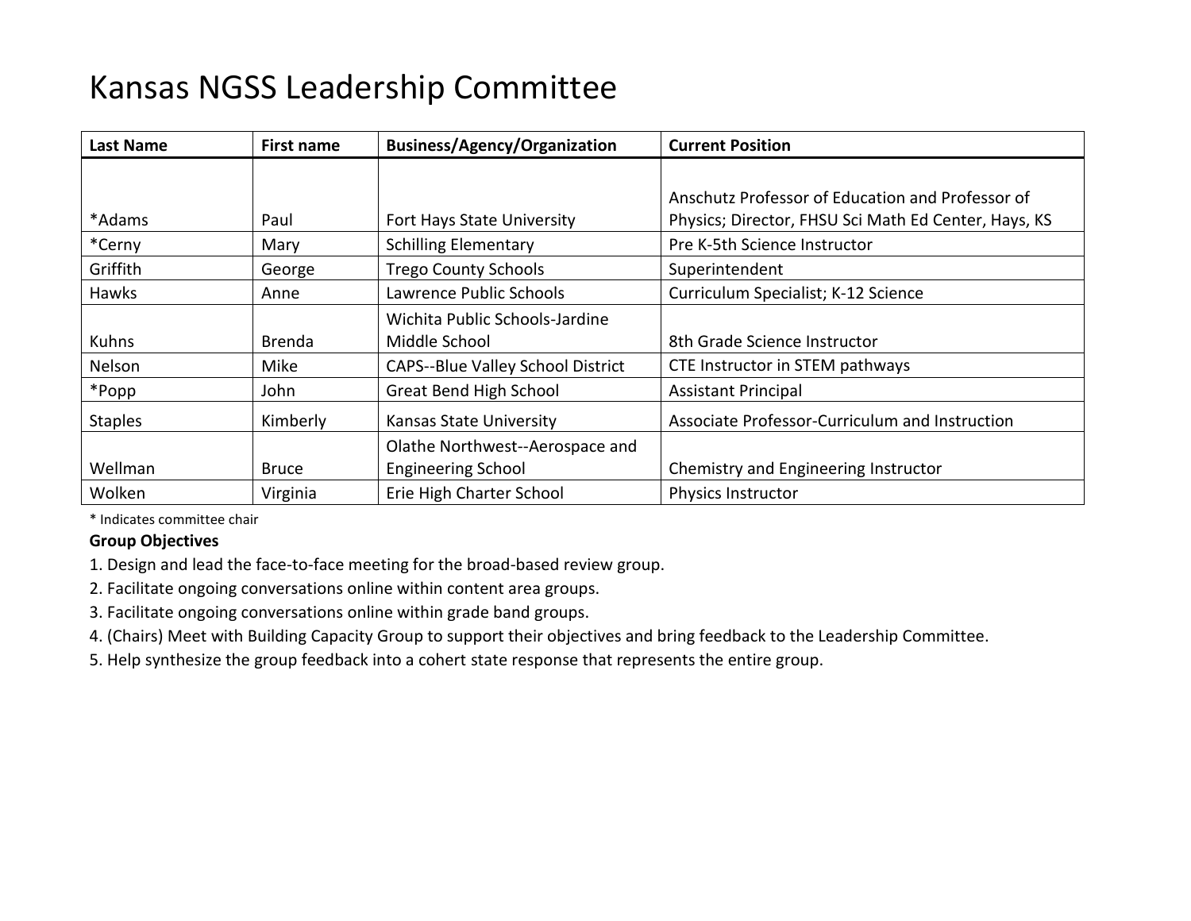# Kansas NGSS Leadership Committee

| Last Name | First name | Business/Agency/Organization | Current Position |
|---|---|---|---|
| *Adams | Paul | Fort Hays State University | Anschutz Professor of Education and Professor of Physics; Director, FHSU Sci Math Ed Center, Hays, KS |
| *Cerny | Mary | Schilling Elementary | Pre K-5th Science Instructor |
| Griffith | George | Trego County Schools | Superintendent |
| Hawks | Anne | Lawrence Public Schools | Curriculum Specialist; K-12 Science |
| Kuhns | Brenda | Wichita Public Schools-Jardine Middle School | 8th Grade Science Instructor |
| Nelson | Mike | CAPS--Blue Valley School District | CTE Instructor in STEM pathways |
| *Popp | John | Great Bend High School | Assistant Principal |
| Staples | Kimberly | Kansas State University | Associate Professor-Curriculum and Instruction |
| Wellman | Bruce | Olathe Northwest--Aerospace and Engineering School | Chemistry and Engineering Instructor |
| Wolken | Virginia | Erie High Charter School | Physics Instructor |

* Indicates committee chair

**Group Objectives**

1. Design and lead the face-to-face meeting for the broad-based review group.
2. Facilitate ongoing conversations online within content area groups.
3. Facilitate ongoing conversations online within grade band groups.
4. (Chairs) Meet with Building Capacity Group to support their objectives and bring feedback to the Leadership Committee.
5. Help synthesize the group feedback into a cohert state response that represents the entire group.